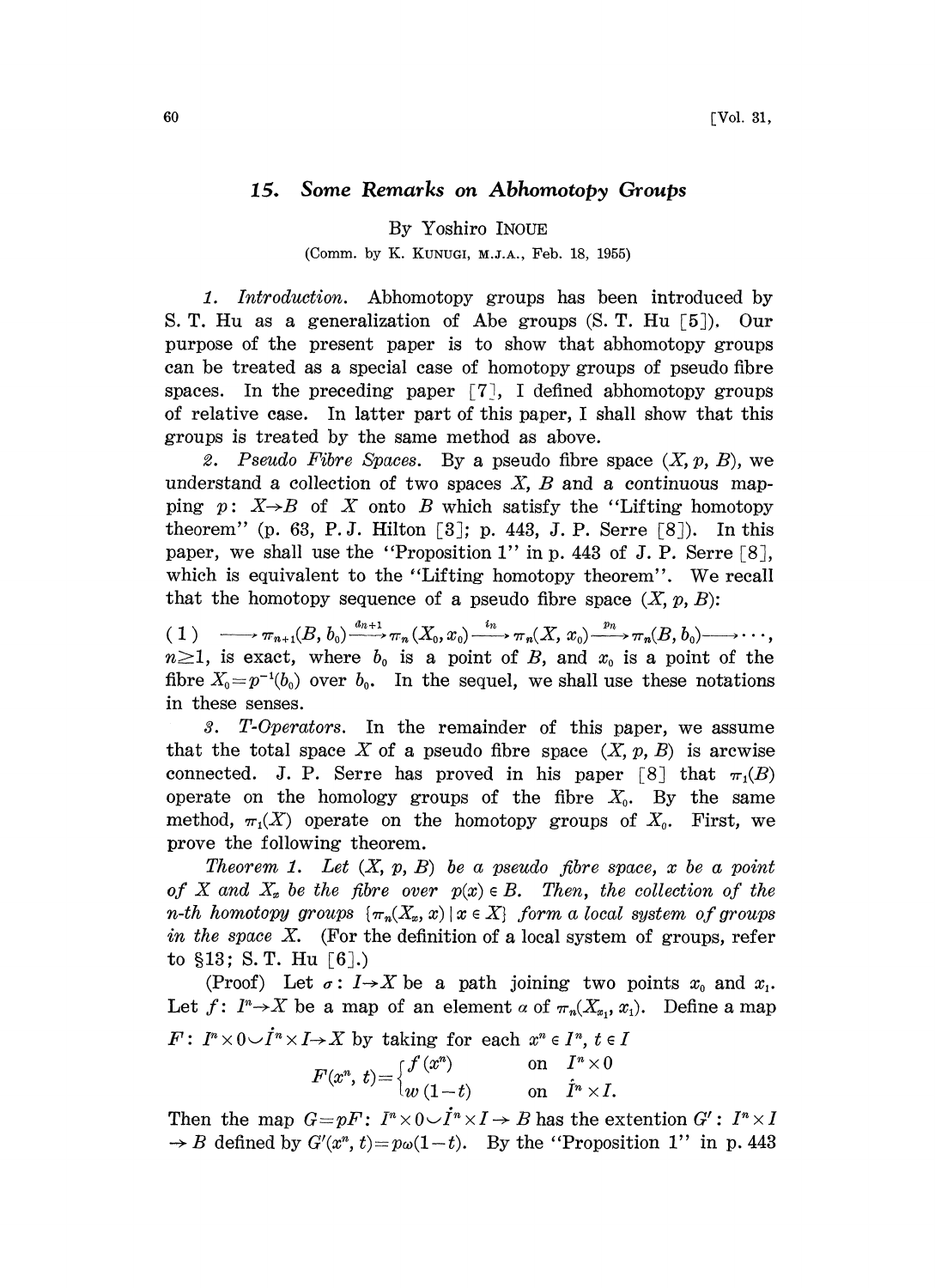# 15. Some Remarks on Abhomotopy Groups

By Yoshiro INOUE

(Comm. by K. KUNUGI, M.J.A., Feb. 18, 1955)

*1. Introduction.* Abhomotopy groups has been introduced by S. T. Hu as a generalization of Abe groups (S. T. Hu [5]). Our purpose of the present paper is to show that abhomotopy groups can be treated as a special case of homotopy groups of pseudo fibre spaces. In the preceding paper [7], I defined abhomotopy groups of relative case. In latter part of this paper, I shall show that this groups is treated by the same method as above.

*2. Pseudo Fibre Spaces.* By a pseudo fibre space $(X, p, B)$, we understand a collection of two spaces $X$, $B$ and a continuous mapping $p: X \to B$ of $X$ onto $B$ which satisfy the "Lifting homotopy theorem" (p. 63, P. J. Hilton [3]; p. 443, J. P. Serre [8]). In this paper, we shall use the "Proposition 1" in p. 443 of J. P. Serre [8], which is equivalent to the "Lifting homotopy theorem". We recall that the homotopy sequence of a pseudo fibre space $(X, p, B)$:

$$(1) \quad \longrightarrow \pi_{n+1}(B, b_0) \xrightarrow{d_{n+1}} \pi_n(X_0, x_0) \xrightarrow{i_n} \pi_n(X, x_0) \xrightarrow{p_n} \pi_n(B, b_0) \longrightarrow \cdots,$$

$n \geq 1$, is exact, where $b_0$ is a point of $B$, and $x_0$ is a point of the fibre $X_0 = p^{-1}(b_0)$ over $b_0$. In the sequel, we shall use these notations in these senses.

*3. T-Operators.* In the remainder of this paper, we assume that the total space $X$ of a pseudo fibre space $(X, p, B)$ is arcwise connected. J. P. Serre has proved in his paper [8] that $\pi_1(B)$ operate on the homology groups of the fibre $X_0$. By the same method, $\pi_1(X)$ operate on the homotopy groups of $X_0$. First, we prove the following theorem.

*Theorem 1. Let $(X, p, B)$ be a pseudo fibre space, $x$ be a point of $X$ and $X_x$ be the fibre over $p(x) \in B$. Then, the collection of the n-th homotopy groups $\{\pi_n(X_x, x) \mid x \in X\}$ form a local system of groups in the space $X$.* (For the definition of a local system of groups, refer to §13; S. T. Hu [6].)

(Proof) Let $\sigma: I \to X$ be a path joining two points $x_0$ and $x_1$. Let $f: I^n \to X$ be a map of an element $\alpha$ of $\pi_n(X_{x_1}, x_1)$. Define a map $F: I^n \times 0 \smile \dot{I}^n \times I \to X$ by taking for each $x^n \in I^n$, $t \in I$

$$F(x^n, t) = \begin{cases} f(x^n) & \text{on} \quad I^n \times 0 \\ w(1-t) & \text{on} \quad \dot{I}^n \times I. \end{cases}$$

Then the map $G = pF: I^n \times 0 \smile \dot{I}^n \times I \to B$ has the extention $G': I^n \times I \to B$ defined by $G'(x^n, t) = p\omega(1-t)$. By the "Proposition 1" in p. 443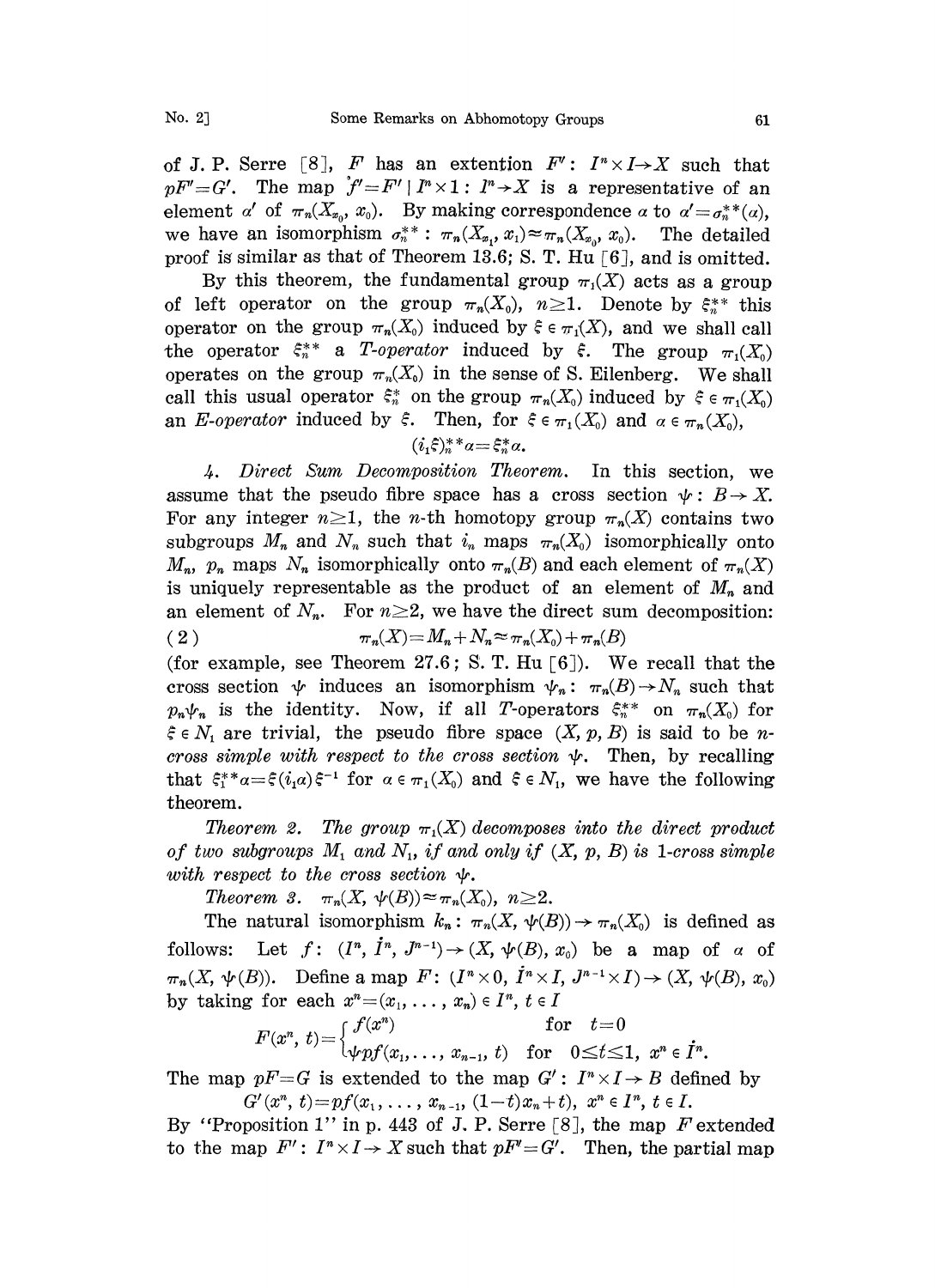of J. P. Serre [8], $F$ has an extention $F'$: $I^n \times I \to X$ such that $pF' = G'$. The map $\mathring{f}' = F' \mid I^n \times 1 : I^n \to X$ is a representative of an element $\alpha'$ of $\pi_n(X_{x_0}, x_0)$. By making correspondence $\alpha$ to $\alpha' = \sigma_n^{**}(\alpha)$, we have an isomorphism $\sigma_n^{**} : \pi_n(X_{x_1}, x_1) \approx \pi_n(X_{x_0}, x_0)$. The detailed proof is similar as that of Theorem 13.6; S. T. Hu [6], and is omitted.

By this theorem, the fundamental group $\pi_1(X)$ acts as a group of left operator on the group $\pi_n(X_0)$, $n \geq 1$. Denote by $\xi_n^{**}$ this operator on the group $\pi_n(X_0)$ induced by $\xi \in \pi_1(X)$, and we shall call the operator $\xi_n^{**}$ a *T-operator* induced by $\xi$. The group $\pi_1(X_0)$ operates on the group $\pi_n(X_0)$ in the sense of S. Eilenberg. We shall call this usual operator $\xi_n^*$ on the group $\pi_n(X_0)$ induced by $\xi \in \pi_1(X_0)$ an *E-operator* induced by $\xi$. Then, for $\xi \in \pi_1(X_0)$ and $\alpha \in \pi_n(X_0)$,

$$(i_1\xi)_n^{**}\alpha = \xi_n^*\alpha.$$

4. *Direct Sum Decomposition Theorem.* In this section, we assume that the pseudo fibre space has a cross section $\psi : B \to X$. For any integer $n \geq 1$, the $n$-th homotopy group $\pi_n(X)$ contains two subgroups $M_n$ and $N_n$ such that $i_n$ maps $\pi_n(X_0)$ isomorphically onto $M_n$, $p_n$ maps $N_n$ isomorphically onto $\pi_n(B)$ and each element of $\pi_n(X)$ is uniquely representable as the product of an element of $M_n$ and an element of $N_n$. For $n \geq 2$, we have the direct sum decomposition:

$$\pi_n(X) = M_n + N_n \approx \pi_n(X_0) + \pi_n(B) \tag{2}$$

(for example, see Theorem 27.6; S. T. Hu [6]). We recall that the cross section $\psi$ induces an isomorphism $\psi_n : \pi_n(B) \to N_n$ such that $p_n\psi_n$ is the identity. Now, if all $T$-operators $\xi_n^{**}$ on $\pi_n(X_0)$ for $\xi \in N_1$ are trivial, the pseudo fibre space $(X, p, B)$ is said to be *n-cross simple with respect to the cross section* $\psi$. Then, by recalling that $\xi_1^{**}\alpha = \xi(i_1\alpha)\xi^{-1}$ for $\alpha \in \pi_1(X_0)$ and $\xi \in N_1$, we have the following theorem.

*Theorem 2. The group $\pi_1(X)$ decomposes into the direct product of two subgroups $M_1$ and $N_1$, if and only if $(X, p, B)$ is 1-cross simple with respect to the cross section $\psi$.*

*Theorem 3.* $\pi_n(X, \psi(B)) \approx \pi_n(X_0)$, $n \geq 2$.

The natural isomorphism $k_n : \pi_n(X, \psi(B)) \to \pi_n(X_0)$ is defined as follows: Let $f$: $(I^n, \dot{I}^n, J^{n-1}) \to (X, \psi(B), x_0)$ be a map of $\alpha$ of $\pi_n(X, \psi(B))$. Define a map $F$: $(I^n \times 0, \dot{I}^n \times I, J^{n-1} \times I) \to (X, \psi(B), x_0)$ by taking for each $x^n = (x_1, \dots, x_n) \in I^n$, $t \in I$

$$F(x^n, t) = \begin{cases} f(x^n) & \text{for } t = 0 \\ \psi p f(x_1, \dots, x_{n-1}, t) & \text{for } 0 \leq t \leq 1,\ x^n \in \dot{I}^n. \end{cases}$$

The map $pF = G$ is extended to the map $G'$: $I^n \times I \to B$ defined by

$$G'(x^n, t) = pf(x_1, \dots, x_{n-1}, (1-t)x_n + t),\ x^n \in I^n,\ t \in I.$$

By "Proposition 1" in p. 443 of J. P. Serre [8], the map $F$ extended to the map $F'$: $I^n \times I \to X$ such that $pF' = G'$. Then, the partial map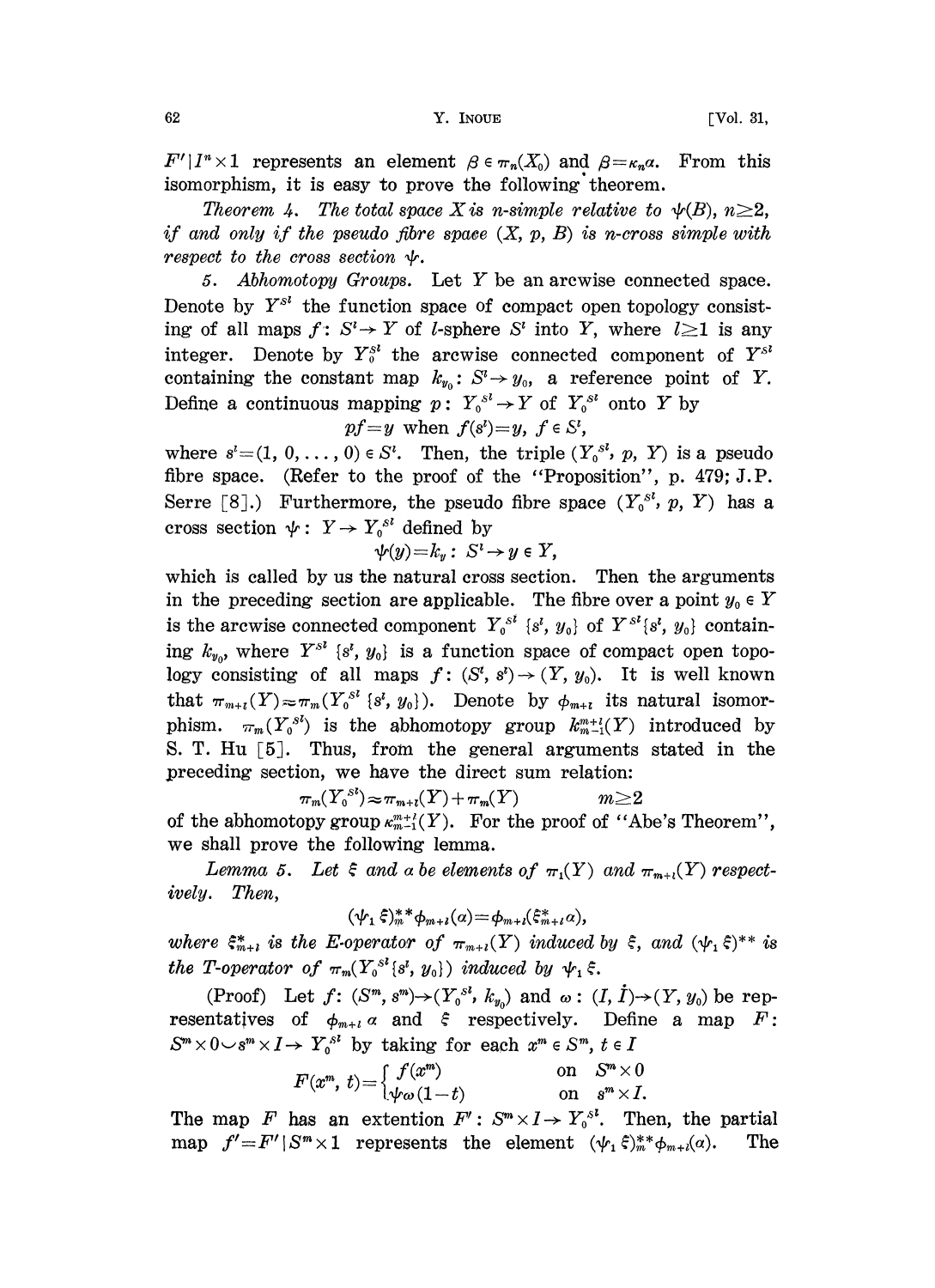$F'|I^n \times 1$ represents an element $\beta \in \pi_n(X_0)$ and $\beta = \kappa_n \alpha$. From this isomorphism, it is easy to prove the following theorem.

*Theorem 4. The total space $X$ is $n$-simple relative to $\psi(B)$, $n \geq 2$, if and only if the pseudo fibre space $(X, p, B)$ is $n$-cross simple with respect to the cross section $\psi$.*

5. *Abhomotopy Groups.* Let $Y$ be an arcwise connected space. Denote by $Y^{S^l}$ the function space of compact open topology consisting of all maps $f: S^l \to Y$ of $l$-sphere $S^l$ into $Y$, where $l \geq 1$ is any integer. Denote by $Y_0^{S^l}$ the arcwise connected component of $Y^{S^l}$ containing the constant map $k_{y_0}: S^l \to y_0$, a reference point of $Y$. Define a continuous mapping $p: Y_0^{S^l} \to Y$ of $Y_0^{S^l}$ onto $Y$ by

$$pf = y \text{ when } f(s^l) = y, \ f \in S^l,$$

where $s^l = (1, 0, \dots, 0) \in S^l$. Then, the triple $(Y_0^{S^l}, p, Y)$ is a pseudo fibre space. (Refer to the proof of the "Proposition", p. 479; J.P. Serre [8].) Furthermore, the pseudo fibre space $(Y_0^{S^l}, p, Y)$ has a cross section $\psi: Y \to Y_0^{S^l}$ defined by

$$\psi(y) = k_y: S^l \to y \in Y,$$

which is called by us the natural cross section. Then the arguments in the preceding section are applicable. The fibre over a point $y_0 \in Y$ is the arcwise connected component $Y_0^{S^l}\{s^l, y_0\}$ of $Y^{S^l}\{s^l, y_0\}$ containing $k_{y_0}$, where $Y^{S^l}\{s^l, y_0\}$ is a function space of compact open topology consisting of all maps $f: (S^l, s^l) \to (Y, y_0)$. It is well known that $\pi_{m+l}(Y) \approx \pi_m(Y_0^{S^l}\{s^l, y_0\})$. Denote by $\phi_{m+l}$ its natural isomorphism. $\pi_m(Y_0^{S^l})$ is the abhomotopy group $k_{m-1}^{m+l}(Y)$ introduced by S. T. Hu [5]. Thus, from the general arguments stated in the preceding section, we have the direct sum relation:

$$\pi_m(Y_0^{S^l}) \approx \pi_{m+l}(Y) + \pi_m(Y) \qquad m \geq 2$$

of the abhomotopy group $\kappa_{m-1}^{m+l}(Y)$. For the proof of "Abe's Theorem", we shall prove the following lemma.

*Lemma 5. Let $\xi$ and $\alpha$ be elements of $\pi_1(Y)$ and $\pi_{m+l}(Y)$ respectively. Then,*

$$(\psi_1 \xi)_m^{**} \phi_{m+l}(\alpha) = \phi_{m+l}(\xi_{m+l}^* \alpha),$$

*where $\xi_{m+l}^*$ is the E-operator of $\pi_{m+l}(Y)$ induced by $\xi$, and $(\psi_1 \xi)^{**}$ is the T-operator of $\pi_m(Y_0^{S^l}\{s^l, y_0\})$ induced by $\psi_1 \xi$.*

(Proof) Let $f: (S^m, s^m) \to (Y_0^{S^l}, k_{y_0})$ and $\omega: (I, \dot{I}) \to (Y, y_0)$ be representatives of $\phi_{m+l}\alpha$ and $\xi$ respectively. Define a map $F$: $S^m \times 0 \cup s^m \times I \to Y_0^{S^l}$ by taking for each $x^m \in S^m$, $t \in I$

$$F(x^m, t) = \begin{cases} f(x^m) & \text{on } S^m \times 0 \\ \psi\omega(1-t) & \text{on } s^m \times I. \end{cases}$$

The map $F$ has an extention $F': S^m \times I \to Y_0^{S^l}$. Then, the partial map $f' = F'|S^m \times 1$ represents the element $(\psi_1 \xi)_m^{**} \phi_{m+l}(\alpha)$. The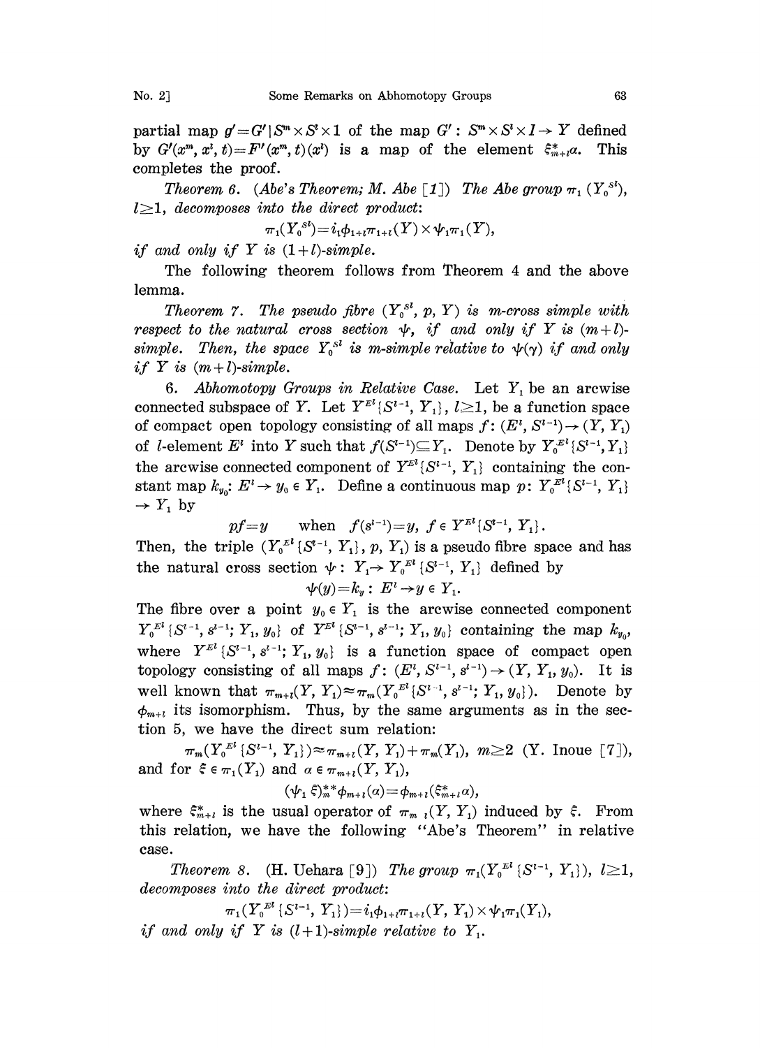partial map $g' = G' | S^m \times S^l \times 1$ of the map $G' : S^m \times S^l \times I \to Y$ defined by $G'(x^m, x^l, t) = F'(x^m, t)(x^l)$ is a map of the element $\xi^*_{m+l}\alpha$. This completes the proof.

*Theorem 6.* (*Abe's Theorem; M. Abe* [1]) *The Abe group* $\pi_1(Y_0^{S^l})$, $l \geq 1$, *decomposes into the direct product:*

$$\pi_1(Y_0^{S^l}) = i_1\phi_{1+l}\pi_{1+l}(Y) \times \psi_1\pi_1(Y),$$

*if and only if* $Y$ *is* $(1+l)$*-simple.*

The following theorem follows from Theorem 4 and the above lemma.

*Theorem 7. The pseudo fibre* $(Y_0^{S^l}, p, Y)$ *is* $m$*-cross simple with respect to the natural cross section* $\psi$, *if and only if* $Y$ *is* $(m+l)$*-simple. Then, the space* $Y_0^{S^l}$ *is* $m$*-simple relative to* $\psi(\gamma)$ *if and only if* $Y$ *is* $(m+l)$*-simple.*

6. *Abhomotopy Groups in Relative Case.* Let $Y_1$ be an arcwise connected subspace of $Y$. Let $Y^{E^l}\{S^{l-1}, Y_1\}$, $l \geq 1$, be a function space of compact open topology consisting of all maps $f : (E^l, S^{l-1}) \to (Y, Y_1)$ of $l$-element $E^l$ into $Y$ such that $f(S^{l-1}) \subseteq Y_1$. Denote by $Y_0^{E^l}\{S^{l-1}, Y_1\}$ the arcwise connected component of $Y^{E^l}\{S^{l-1}, Y_1\}$ containing the constant map $k_{y_0} : E^l \to y_0 \in Y_1$. Define a continuous map $p : Y_0^{E^l}\{S^{l-1}, Y_1\} \to Y_1$ by

$$pf = y \quad \text{when } f(s^{l-1}) = y, \ f \in Y^{E^l}\{S^{l-1}, Y_1\}.$$

Then, the triple $(Y_0^{E^l}\{S^{l-1}, Y_1\}, p, Y_1)$ is a pseudo fibre space and has the natural cross section $\psi : Y_1 \to Y_0^{E^l}\{S^{l-1}, Y_1\}$ defined by

$$\psi(y) = k_y : E^l \to y \in Y_1.$$

The fibre over a point $y_0 \in Y_1$ is the arcwise connected component $Y_0^{E^l}\{S^{l-1}, s^{l-1}; Y_1, y_0\}$ of $Y^{E^l}\{S^{l-1}, s^{l-1}; Y_1, y_0\}$ containing the map $k_{y_0}$, where $Y^{E^l}\{S^{l-1}, s^{l-1}; Y_1, y_0\}$ is a function space of compact open topology consisting of all maps $f : (E^l, S^{l-1}, s^{l-1}) \to (Y, Y_1, y_0)$. It is well known that $\pi_{m+l}(Y, Y_1) \approx \pi_m(Y_0^{E^l}\{S^{l-1}, s^{l-1}; Y_1, y_0\})$. Denote by $\phi_{m+l}$ its isomorphism. Thus, by the same arguments as in the section 5, we have the direct sum relation:

$$\pi_m(Y_0^{E^l}\{S^{l-1}, Y_1\}) \approx \pi_{m+l}(Y, Y_1) + \pi_m(Y_1), \ m \geq 2 \ \text{(Y. Inoue [7])},$$

and for $\xi \in \pi_1(Y_1)$ and $\alpha \in \pi_{m+l}(Y, Y_1)$,

$$(\psi_1 \xi)^{**}_m \phi_{m+l}(\alpha) = \phi_{m+l}(\xi^*_{m+l}\alpha),$$

where $\xi^*_{m+l}$ is the usual operator of $\pi_{m+l}(Y, Y_1)$ induced by $\xi$. From this relation, we have the following "Abe's Theorem" in relative case.

*Theorem 8.* (H. Uehara [9]) *The group* $\pi_1(Y_0^{E^l}\{S^{l-1}, Y_1\})$, $l \geq 1$, *decomposes into the direct product:*

$$\pi_1(Y_0^{E^l}\{S^{l-1}, Y_1\}) = i_1\phi_{1+l}\pi_{1+l}(Y, Y_1) \times \psi_1\pi_1(Y_1),$$

*if and only if* $Y$ *is* $(l+1)$*-simple relative to* $Y_1$.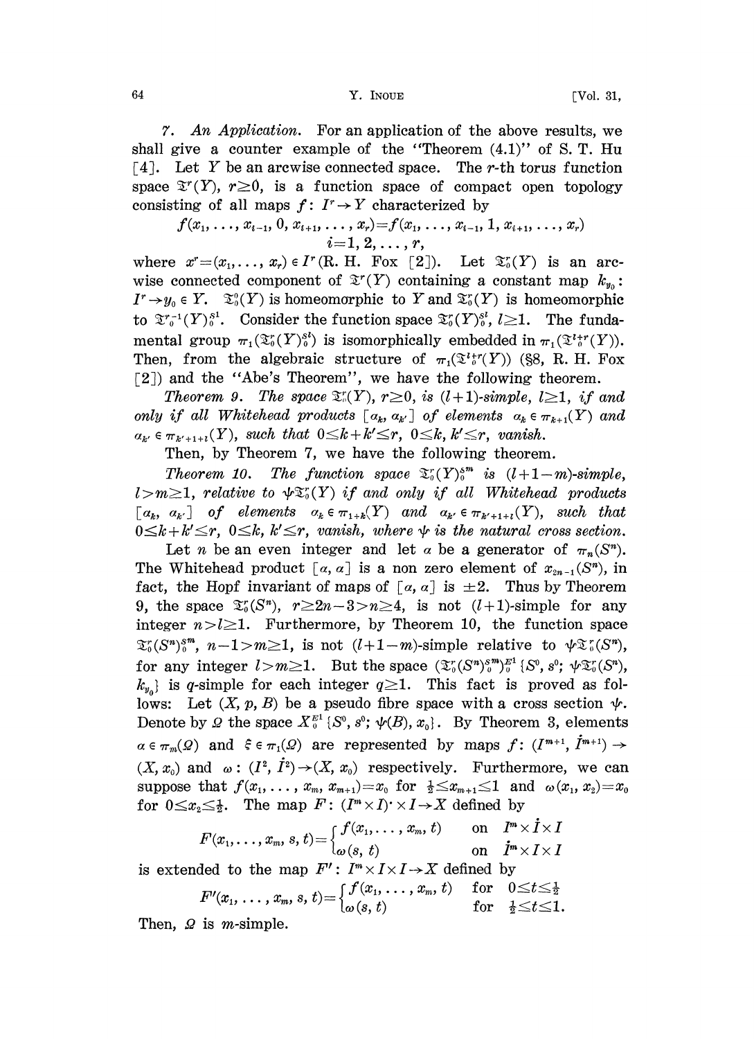7. *An Application.* For an application of the above results, we shall give a counter example of the "Theorem (4.1)" of S. T. Hu [4]. Let $Y$ be an arcwise connected space. The $r$-th torus function space $\mathfrak{T}^r(Y)$, $r \geq 0$, is a function space of compact open topology consisting of all maps $f: I^r \to Y$ characterized by

$$f(x_1, \ldots, x_{i-1}, 0, x_{i+1}, \ldots, x_r) = f(x_1, \ldots, x_{i-1}, 1, x_{i+1}, \ldots, x_r)$$
$$i = 1, 2, \ldots, r,$$

where $x^r = (x_1, \ldots, x_r) \in I^r$ (R. H. Fox [2]). Let $\mathfrak{T}_0^r(Y)$ is an arcwise connected component of $\mathfrak{T}^r(Y)$ containing a constant map $k_{y_0}$: $I^r \to y_0 \in Y$. $\mathfrak{T}_0^0(Y)$ is homeomorphic to $Y$ and $\mathfrak{T}_0^r(Y)$ is homeomorphic to $\mathfrak{T}_0^{r-1}(Y)_0^{S^1}$. Consider the function space $\mathfrak{T}_0^r(Y)_0^{S^l}$, $l \geq 1$. The fundamental group $\pi_1(\mathfrak{T}_0^r(Y)_0^{S^l})$ is isomorphically embedded in $\pi_1(\mathfrak{T}_0^{l+r}(Y))$. Then, from the algebraic structure of $\pi_1(\mathfrak{T}_0^{l+r}(Y))$ (§8, R. H. Fox [2]) and the "Abe's Theorem", we have the following theorem.

*Theorem 9. The space $\mathfrak{T}_0^r(Y)$, $r \geq 0$, is $(l+1)$-simple, $l \geq 1$, if and only if all Whitehead products $[\alpha_k, \alpha_{k'}]$ of elements $\alpha_k \in \pi_{k+1}(Y)$ and $\alpha_{k'} \in \pi_{k'+1+l}(Y)$, such that $0 \leq k+k' \leq r$, $0 \leq k, k' \leq r$, vanish.*

Then, by Theorem 7, we have the following theorem.

*Theorem 10. The function space $\mathfrak{T}_0^r(Y)_0^{S^m}$ is $(l+1-m)$-simple, $l > m \geq 1$, relative to $\psi\mathfrak{T}_0^r(Y)$ if and only if all Whitehead products $[\alpha_k, \alpha_{k'}]$ of elements $\alpha_k \in \pi_{1+k}(Y)$ and $\alpha_{k'} \in \pi_{k'+1+l}(Y)$, such that $0 \leq k+k' \leq r$, $0 \leq k, k' \leq r$, vanish, where $\psi$ is the natural cross section.*

Let $n$ be an even integer and let $\alpha$ be a generator of $\pi_n(S^n)$. The Whitehead product $[\alpha, \alpha]$ is a non zero element of $\pi_{2n-1}(S^n)$, in fact, the Hopf invariant of maps of $[\alpha, \alpha]$ is $\pm 2$. Thus by Theorem 9, the space $\mathfrak{T}_0^r(S^n)$, $r \geq 2n-3 > n \geq 4$, is not $(l+1)$-simple for any integer $n > l \geq 1$. Furthermore, by Theorem 10, the function space $\mathfrak{T}_0^r(S^n)_0^{S^m}$, $n-1 > m \geq 1$, is not $(l+1-m)$-simple relative to $\psi\mathfrak{T}_0^r(S^n)$, for any integer $l > m \geq 1$. But the space $(\mathfrak{T}_0^r(S^n)_0^{S^m})_0^{E^1}\{S^0, s^0; \psi\mathfrak{T}_0^r(S^n), k_{y_0}\}$ is $q$-simple for each integer $q \geq 1$. This fact is proved as follows: Let $(X, p, B)$ be a pseudo fibre space with a cross section $\psi$. Denote by $\Omega$ the space $X_0^{E^1}\{S^0, s^0; \psi(B), x_0\}$. By Theorem 3, elements $\alpha \in \pi_m(\Omega)$ and $\xi \in \pi_1(\Omega)$ are represented by maps $f: (I^{m+1}, \dot{I}^{m+1}) \to (X, x_0)$ and $\omega: (I^2, \dot{I}^2) \to (X, x_0)$ respectively. Furthermore, we can suppose that $f(x_1, \ldots, x_m, x_{m+1}) = x_0$ for $\frac{1}{2} \leq x_{m+1} \leq 1$ and $\omega(x_1, x_2) = x_0$ for $0 \leq x_2 \leq \frac{1}{2}$. The map $F: (I^m \times I)^{\cdot} \times I \to X$ defined by

$$F(x_1, \ldots, x_m, s, t) = \begin{cases} f(x_1, \ldots, x_m, t) & \text{on } I^m \times \dot{I} \times I \\ \omega(s, t) & \text{on } \dot{I}^m \times I \times I \end{cases}$$

is extended to the map $F': I^m \times I \times I \to X$ defined by

$$F'(x_1, \ldots, x_m, s, t) = \begin{cases} f(x_1, \ldots, x_m, t) & \text{for } 0 \leq t \leq \frac{1}{2} \\ \omega(s, t) & \text{for } \frac{1}{2} \leq t \leq 1. \end{cases}$$

Then, $\Omega$ is $m$-simple.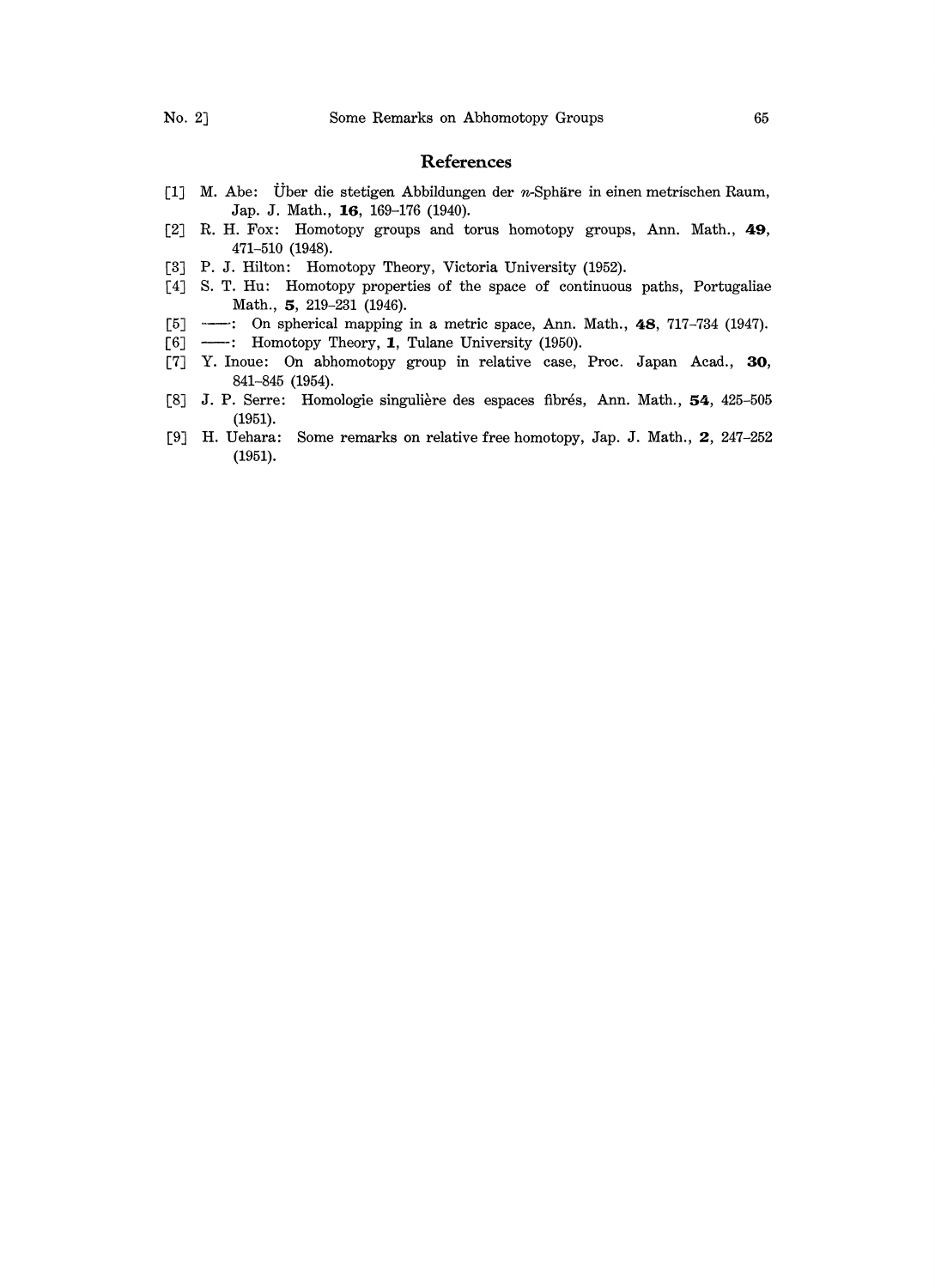## References

[1] M. Abe: Über die stetigen Abbildungen der $n$-Sphäre in einen metrischen Raum, Jap. J. Math., **16**, 169–176 (1940).

[2] R. H. Fox: Homotopy groups and torus homotopy groups, Ann. Math., **49**, 471–510 (1948).

[3] P. J. Hilton: Homotopy Theory, Victoria University (1952).

[4] S. T. Hu: Homotopy properties of the space of continuous paths, Portugaliae Math., **5**, 219–231 (1946).

[5] ——: On spherical mapping in a metric space, Ann. Math., **48**, 717–734 (1947).

[6] ——: Homotopy Theory, **1**, Tulane University (1950).

[7] Y. Inoue: On abhomotopy group in relative case, Proc. Japan Acad., **30**, 841–845 (1954).

[8] J. P. Serre: Homologie singulière des espaces fibrés, Ann. Math., **54**, 425–505 (1951).

[9] H. Uehara: Some remarks on relative free homotopy, Jap. J. Math., **2**, 247–252 (1951).